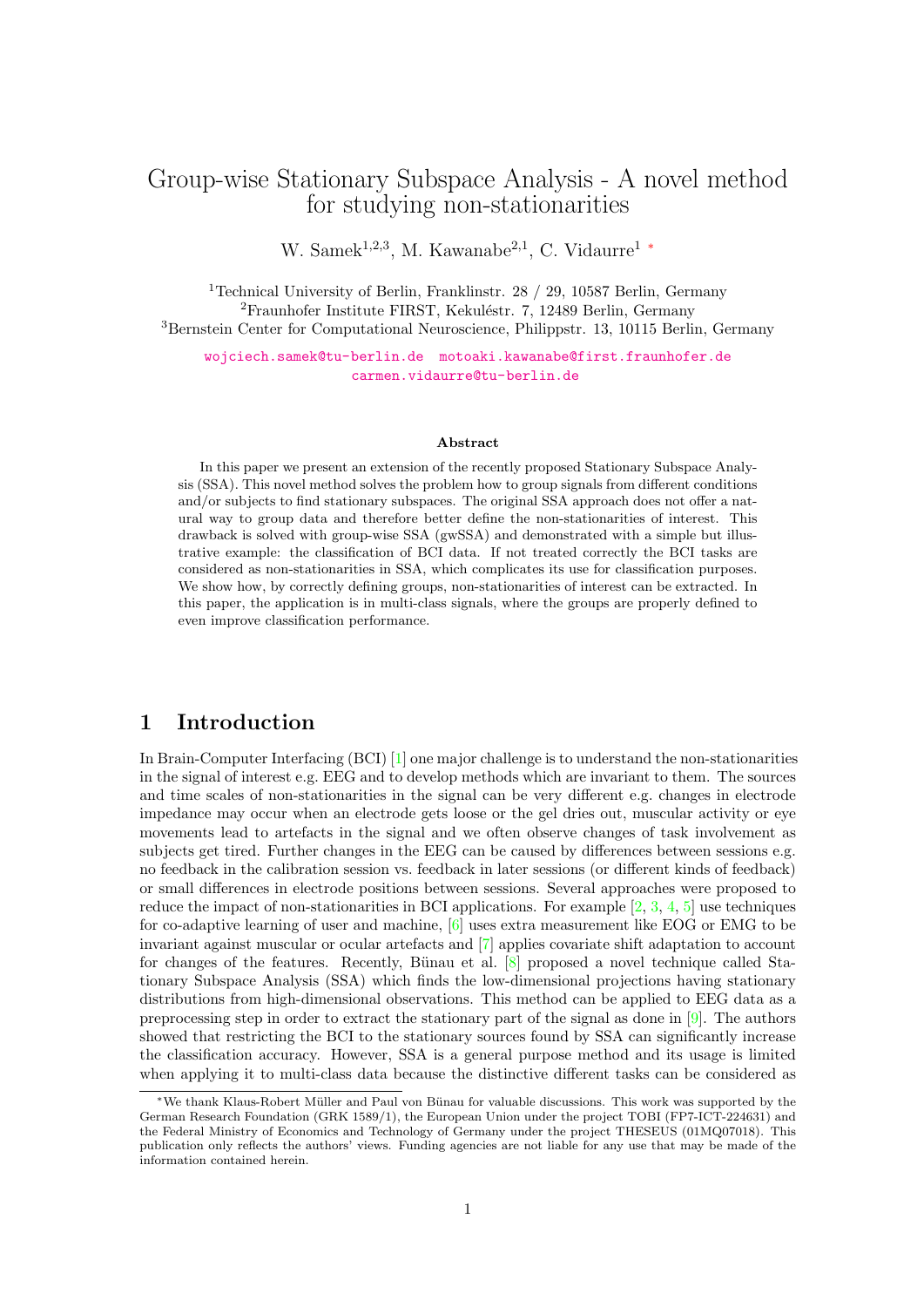# Group-wise Stationary Subspace Analysis - A novel method for studying non-stationarities

W. Samek[1,2,3], M. Kawanabe[2,1], C. Vidaurre[1] *

[1]Technical University of Berlin, Franklinstr. 28 / 29, 10587 Berlin, Germany
[2]Fraunhofer Institute FIRST, Kekuléstr. 7, 12489 Berlin, Germany
[3]Bernstein Center for Computational Neuroscience, Philippstr. 13, 10115 Berlin, Germany

wojciech.samek@tu-berlin.de motoaki.kawanabe@first.fraunhofer.de
carmen.vidaurre@tu-berlin.de

### Abstract

In this paper we present an extension of the recently proposed Stationary Subspace Analysis (SSA). This novel method solves the problem how to group signals from different conditions and/or subjects to find stationary subspaces. The original SSA approach does not offer a natural way to group data and therefore better define the non-stationarities of interest. This drawback is solved with group-wise SSA (gwSSA) and demonstrated with a simple but illustrative example: the classification of BCI data. If not treated correctly the BCI tasks are considered as non-stationarities in SSA, which complicates its use for classification purposes. We show how, by correctly defining groups, non-stationarities of interest can be extracted. In this paper, the application is in multi-class signals, where the groups are properly defined to even improve classification performance.

## 1 Introduction

In Brain-Computer Interfacing (BCI) [1] one major challenge is to understand the non-stationarities in the signal of interest e.g. EEG and to develop methods which are invariant to them. The sources and time scales of non-stationarities in the signal can be very different e.g. changes in electrode impedance may occur when an electrode gets loose or the gel dries out, muscular activity or eye movements lead to artefacts in the signal and we often observe changes of task involvement as subjects get tired. Further changes in the EEG can be caused by differences between sessions e.g. no feedback in the calibration session vs. feedback in later sessions (or different kinds of feedback) or small differences in electrode positions between sessions. Several approaches were proposed to reduce the impact of non-stationarities in BCI applications. For example [2, 3, 4, 5] use techniques for co-adaptive learning of user and machine, [6] uses extra measurement like EOG or EMG to be invariant against muscular or ocular artefacts and [7] applies covariate shift adaptation to account for changes of the features. Recently, Bünau et al. [8] proposed a novel technique called Stationary Subspace Analysis (SSA) which finds the low-dimensional projections having stationary distributions from high-dimensional observations. This method can be applied to EEG data as a preprocessing step in order to extract the stationary part of the signal as done in [9]. The authors showed that restricting the BCI to the stationary sources found by SSA can significantly increase the classification accuracy. However, SSA is a general purpose method and its usage is limited when applying it to multi-class data because the distinctive different tasks can be considered as

*We thank Klaus-Robert Müller and Paul von Bünau for valuable discussions. This work was supported by the German Research Foundation (GRK 1589/1), the European Union under the project TOBI (FP7-ICT-224631) and the Federal Ministry of Economics and Technology of Germany under the project THESEUS (01MQ07018). This publication only reflects the authors' views. Funding agencies are not liable for any use that may be made of the information contained herein.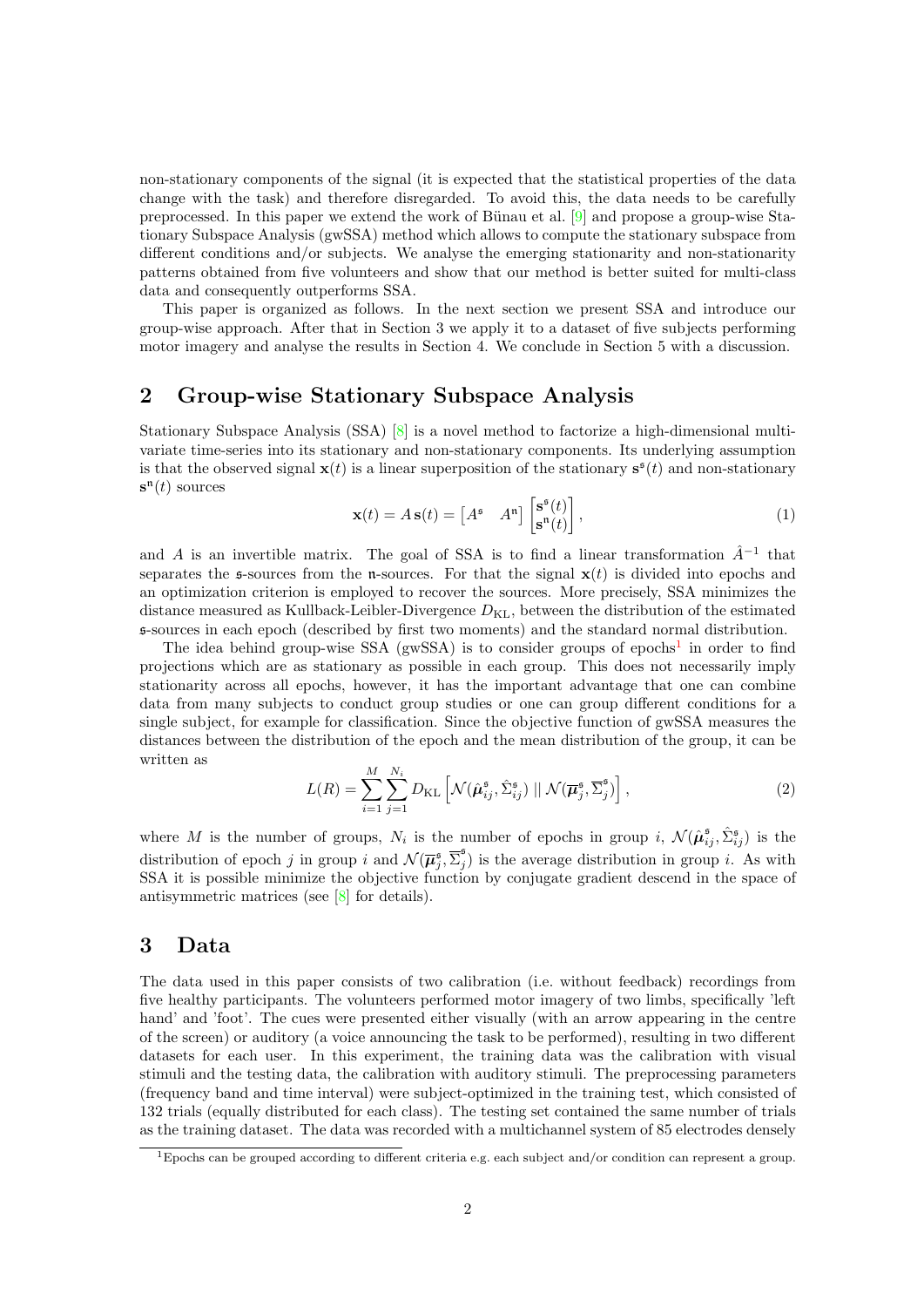non-stationary components of the signal (it is expected that the statistical properties of the data change with the task) and therefore disregarded. To avoid this, the data needs to be carefully preprocessed. In this paper we extend the work of Bünau et al. [9] and propose a group-wise Stationary Subspace Analysis (gwSSA) method which allows to compute the stationary subspace from different conditions and/or subjects. We analyse the emerging stationarity and non-stationarity patterns obtained from five volunteers and show that our method is better suited for multi-class data and consequently outperforms SSA.

This paper is organized as follows. In the next section we present SSA and introduce our group-wise approach. After that in Section 3 we apply it to a dataset of five subjects performing motor imagery and analyse the results in Section 4. We conclude in Section 5 with a discussion.

## 2 Group-wise Stationary Subspace Analysis

Stationary Subspace Analysis (SSA) [8] is a novel method to factorize a high-dimensional multivariate time-series into its stationary and non-stationary components. Its underlying assumption is that the observed signal $\mathbf{x}(t)$ is a linear superposition of the stationary $\mathbf{s}^{\mathfrak{s}}(t)$ and non-stationary $\mathbf{s}^{\mathfrak{n}}(t)$ sources

$$\mathbf{x}(t) = A\,\mathbf{s}(t) = \begin{bmatrix} A^{\mathfrak{s}} & A^{\mathfrak{n}} \end{bmatrix} \begin{bmatrix} \mathbf{s}^{\mathfrak{s}}(t) \\ \mathbf{s}^{\mathfrak{n}}(t) \end{bmatrix}, \tag{1}$$

and $A$ is an invertible matrix. The goal of SSA is to find a linear transformation $\hat{A}^{-1}$ that separates the $\mathfrak{s}$-sources from the $\mathfrak{n}$-sources. For that the signal $\mathbf{x}(t)$ is divided into epochs and an optimization criterion is employed to recover the sources. More precisely, SSA minimizes the distance measured as Kullback-Leibler-Divergence $D_{\mathrm{KL}}$, between the distribution of the estimated $\mathfrak{s}$-sources in each epoch (described by first two moments) and the standard normal distribution.

The idea behind group-wise SSA (gwSSA) is to consider groups of epochs[1] in order to find projections which are as stationary as possible in each group. This does not necessarily imply stationarity across all epochs, however, it has the important advantage that one can combine data from many subjects to conduct group studies or one can group different conditions for a single subject, for example for classification. Since the objective function of gwSSA measures the distances between the distribution of the epoch and the mean distribution of the group, it can be written as

$$L(R) = \sum_{i=1}^{M} \sum_{j=1}^{N_i} D_{\mathrm{KL}} \left[ \mathcal{N}(\hat{\boldsymbol{\mu}}_{ij}^{\mathfrak{s}}, \hat{\Sigma}_{ij}^{\mathfrak{s}}) \;||\; \mathcal{N}(\overline{\boldsymbol{\mu}}_{j}^{\mathfrak{s}}, \overline{\Sigma}_{j}^{\mathfrak{s}}) \right], \tag{2}$$

where $M$ is the number of groups, $N_i$ is the number of epochs in group $i$, $\mathcal{N}(\hat{\boldsymbol{\mu}}_{ij}^{\mathfrak{s}}, \hat{\Sigma}_{ij}^{\mathfrak{s}})$ is the distribution of epoch $j$ in group $i$ and $\mathcal{N}(\overline{\boldsymbol{\mu}}_{j}^{\mathfrak{s}}, \overline{\Sigma}_{j}^{\mathfrak{s}})$ is the average distribution in group $i$. As with SSA it is possible minimize the objective function by conjugate gradient descend in the space of antisymmetric matrices (see [8] for details).

## 3 Data

The data used in this paper consists of two calibration (i.e. without feedback) recordings from five healthy participants. The volunteers performed motor imagery of two limbs, specifically 'left hand' and 'foot'. The cues were presented either visually (with an arrow appearing in the centre of the screen) or auditory (a voice announcing the task to be performed), resulting in two different datasets for each user. In this experiment, the training data was the calibration with visual stimuli and the testing data, the calibration with auditory stimuli. The preprocessing parameters (frequency band and time interval) were subject-optimized in the training test, which consisted of 132 trials (equally distributed for each class). The testing set contained the same number of trials as the training dataset. The data was recorded with a multichannel system of 85 electrodes densely

[1] Epochs can be grouped according to different criteria e.g. each subject and/or condition can represent a group.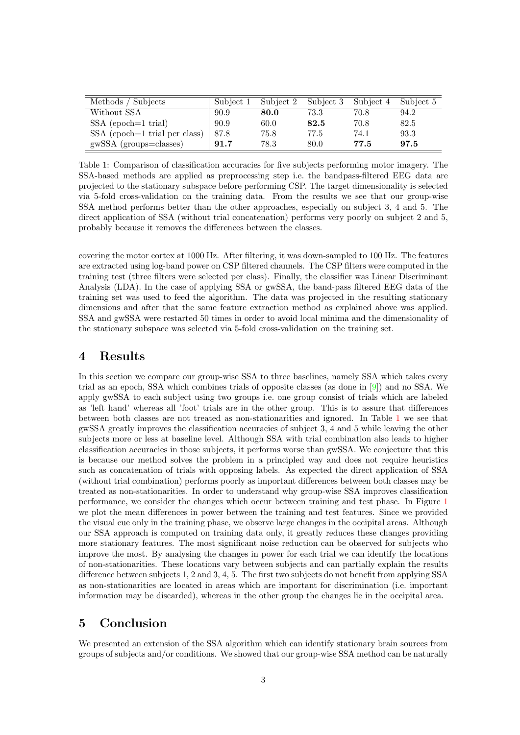| Methods / Subjects | Subject 1 | Subject 2 | Subject 3 | Subject 4 | Subject 5 |
|---|---|---|---|---|---|
| Without SSA | 90.9 | **80.0** | 73.3 | 70.8 | 94.2 |
| SSA (epoch=1 trial) | 90.9 | 60.0 | **82.5** | 70.8 | 82.5 |
| SSA (epoch=1 trial per class) | 87.8 | 75.8 | 77.5 | 74.1 | 93.3 |
| gwSSA (groups=classes) | **91.7** | 78.3 | 80.0 | **77.5** | **97.5** |

Table 1: Comparison of classification accuracies for five subjects performing motor imagery. The SSA-based methods are applied as preprocessing step i.e. the bandpass-filtered EEG data are projected to the stationary subspace before performing CSP. The target dimensionality is selected via 5-fold cross-validation on the training data. From the results we see that our group-wise SSA method performs better than the other approaches, especially on subject 3, 4 and 5. The direct application of SSA (without trial concatenation) performs very poorly on subject 2 and 5, probably because it removes the differences between the classes.

covering the motor cortex at 1000 Hz. After filtering, it was down-sampled to 100 Hz. The features are extracted using log-band power on CSP filtered channels. The CSP filters were computed in the training test (three filters were selected per class). Finally, the classifier was Linear Discriminant Analysis (LDA). In the case of applying SSA or gwSSA, the band-pass filtered EEG data of the training set was used to feed the algorithm. The data was projected in the resulting stationary dimensions and after that the same feature extraction method as explained above was applied. SSA and gwSSA were restarted 50 times in order to avoid local minima and the dimensionality of the stationary subspace was selected via 5-fold cross-validation on the training set.

# 4 Results

In this section we compare our group-wise SSA to three baselines, namely SSA which takes every trial as an epoch, SSA which combines trials of opposite classes (as done in [9]) and no SSA. We apply gwSSA to each subject using two groups i.e. one group consist of trials which are labeled as 'left hand' whereas all 'foot' trials are in the other group. This is to assure that differences between both classes are not treated as non-stationarities and ignored. In Table 1 we see that gwSSA greatly improves the classification accuracies of subject 3, 4 and 5 while leaving the other subjects more or less at baseline level. Although SSA with trial combination also leads to higher classification accuracies in those subjects, it performs worse than gwSSA. We conjecture that this is because our method solves the problem in a principled way and does not require heuristics such as concatenation of trials with opposing labels. As expected the direct application of SSA (without trial combination) performs poorly as important differences between both classes may be treated as non-stationarities. In order to understand why group-wise SSA improves classification performance, we consider the changes which occur between training and test phase. In Figure 1 we plot the mean differences in power between the training and test features. Since we provided the visual cue only in the training phase, we observe large changes in the occipital areas. Although our SSA approach is computed on training data only, it greatly reduces these changes providing more stationary features. The most significant noise reduction can be observed for subjects who improve the most. By analysing the changes in power for each trial we can identify the locations of non-stationarities. These locations vary between subjects and can partially explain the results difference between subjects 1, 2 and 3, 4, 5. The first two subjects do not benefit from applying SSA as non-stationarities are located in areas which are important for discrimination (i.e. important information may be discarded), whereas in the other group the changes lie in the occipital area.

# 5 Conclusion

We presented an extension of the SSA algorithm which can identify stationary brain sources from groups of subjects and/or conditions. We showed that our group-wise SSA method can be naturally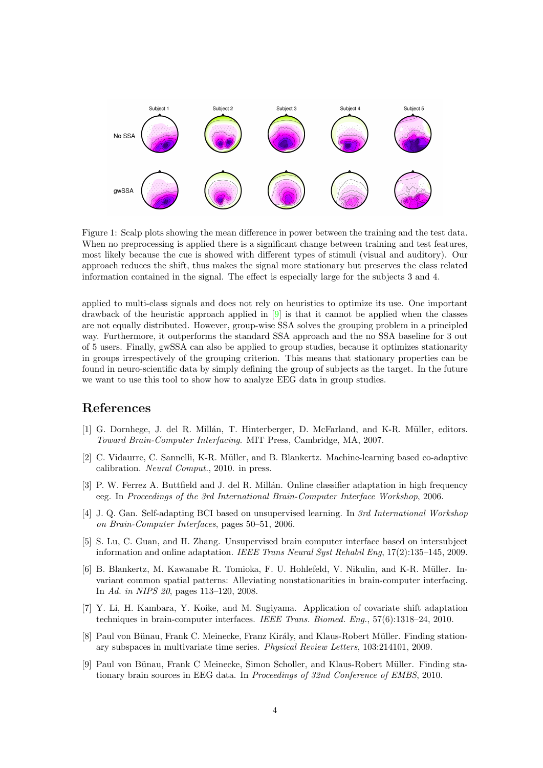Subject 1 Subject 2 Subject 3 Subject 4 Subject 5

No SSA

gwSSA

Figure 1: Scalp plots showing the mean difference in power between the training and the test data. When no preprocessing is applied there is a significant change between training and test features, most likely because the cue is showed with different types of stimuli (visual and auditory). Our approach reduces the shift, thus makes the signal more stationary but preserves the class related information contained in the signal. The effect is especially large for the subjects 3 and 4.

applied to multi-class signals and does not rely on heuristics to optimize its use. One important drawback of the heuristic approach applied in [9] is that it cannot be applied when the classes are not equally distributed. However, group-wise SSA solves the grouping problem in a principled way. Furthermore, it outperforms the standard SSA approach and the no SSA baseline for 3 out of 5 users. Finally, gwSSA can also be applied to group studies, because it optimizes stationarity in groups irrespectively of the grouping criterion. This means that stationary properties can be found in neuro-scientific data by simply defining the group of subjects as the target. In the future we want to use this tool to show how to analyze EEG data in group studies.

## References

[1] G. Dornhege, J. del R. Millán, T. Hinterberger, D. McFarland, and K-R. Müller, editors. *Toward Brain-Computer Interfacing*. MIT Press, Cambridge, MA, 2007.

[2] C. Vidaurre, C. Sannelli, K-R. Müller, and B. Blankertz. Machine-learning based co-adaptive calibration. *Neural Comput.*, 2010. in press.

[3] P. W. Ferrez A. Buttfield and J. del R. Millán. Online classifier adaptation in high frequency eeg. In *Proceedings of the 3rd International Brain-Computer Interface Workshop*, 2006.

[4] J. Q. Gan. Self-adapting BCI based on unsupervised learning. In *3rd International Workshop on Brain-Computer Interfaces*, pages 50–51, 2006.

[5] S. Lu, C. Guan, and H. Zhang. Unsupervised brain computer interface based on intersubject information and online adaptation. *IEEE Trans Neural Syst Rehabil Eng*, 17(2):135–145, 2009.

[6] B. Blankertz, M. Kawanabe R. Tomioka, F. U. Hohlefeld, V. Nikulin, and K-R. Müller. Invariant common spatial patterns: Alleviating nonstationarities in brain-computer interfacing. In *Ad. in NIPS 20*, pages 113–120, 2008.

[7] Y. Li, H. Kambara, Y. Koike, and M. Sugiyama. Application of covariate shift adaptation techniques in brain-computer interfaces. *IEEE Trans. Biomed. Eng.*, 57(6):1318–24, 2010.

[8] Paul von Bünau, Frank C. Meinecke, Franz Király, and Klaus-Robert Müller. Finding stationary subspaces in multivariate time series. *Physical Review Letters*, 103:214101, 2009.

[9] Paul von Bünau, Frank C Meinecke, Simon Scholler, and Klaus-Robert Müller. Finding stationary brain sources in EEG data. In *Proceedings of 32nd Conference of EMBS*, 2010.